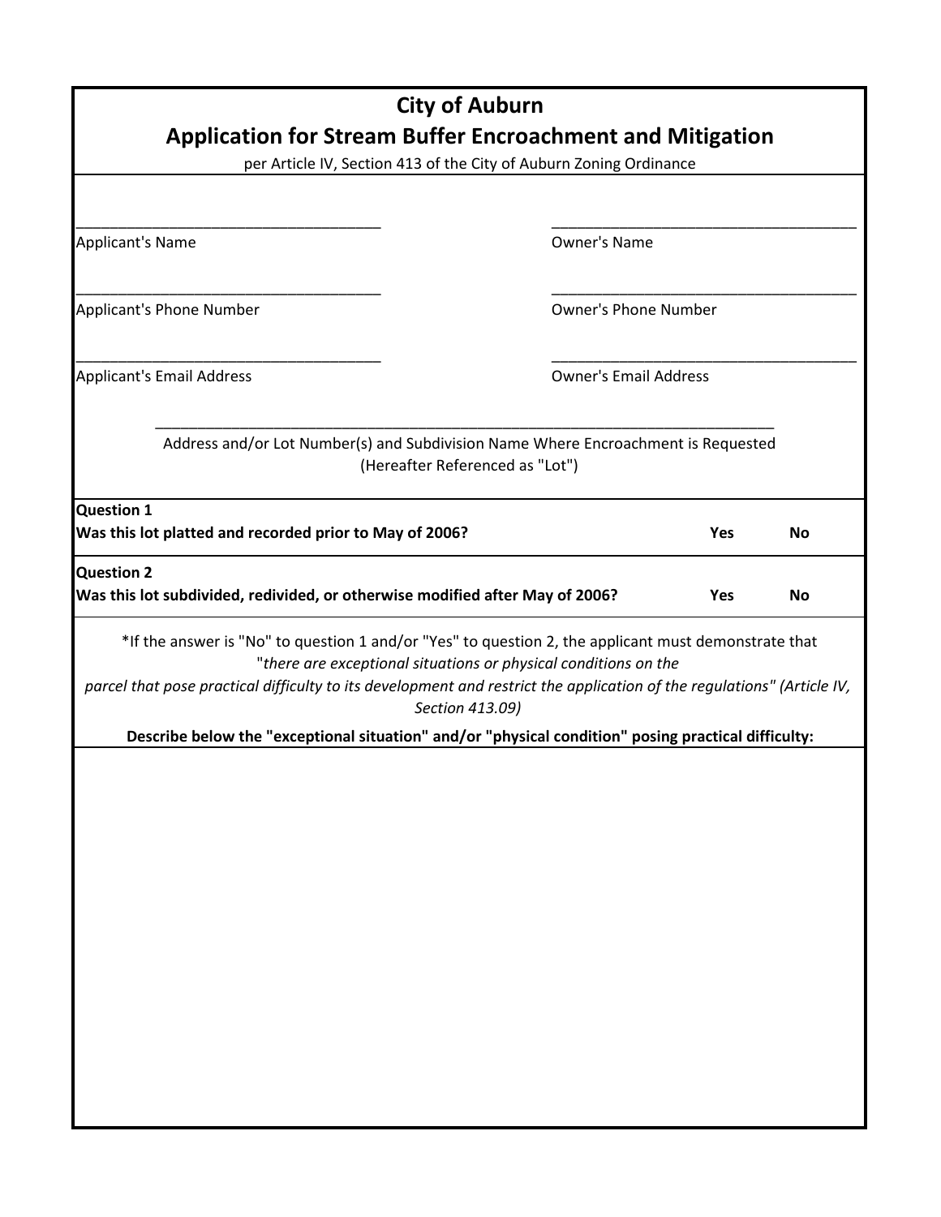# City of Auburn

## Application for Stream Buffer Encroachment and Mitigation

per Article IV, Section 413 of the City of Auburn Zoning Ordinance

| | |
|---|---|
| _____________________________________ | _____________________________________ |
| Applicant's Name | Owner's Name |
| _____________________________________ | _____________________________________ |
| Applicant's Phone Number | Owner's Phone Number |
| _____________________________________ | _____________________________________ |
| Applicant's Email Address | Owner's Email Address |

_____________________________________________________________________________

Address and/or Lot Number(s) and Subdivision Name Where Encroachment is Requested
(Hereafter Referenced as "Lot")

| | | |
|---|---|---|
| **Question 1**<br>**Was this lot platted and recorded prior to May of 2006?** | **Yes** | **No** |
| **Question 2**<br>**Was this lot subdivided, redivided, or otherwise modified after May of 2006?** | **Yes** | **No** |

*If the answer is "No" to question 1 and/or "Yes" to question 2, the applicant must demonstrate that "*there are exceptional situations or physical conditions on the parcel that pose practical difficulty to its development and restrict the application of the regulations*" (Article IV, *Section 413.09*)

**Describe below the "exceptional situation" and/or "physical condition" posing practical difficulty:**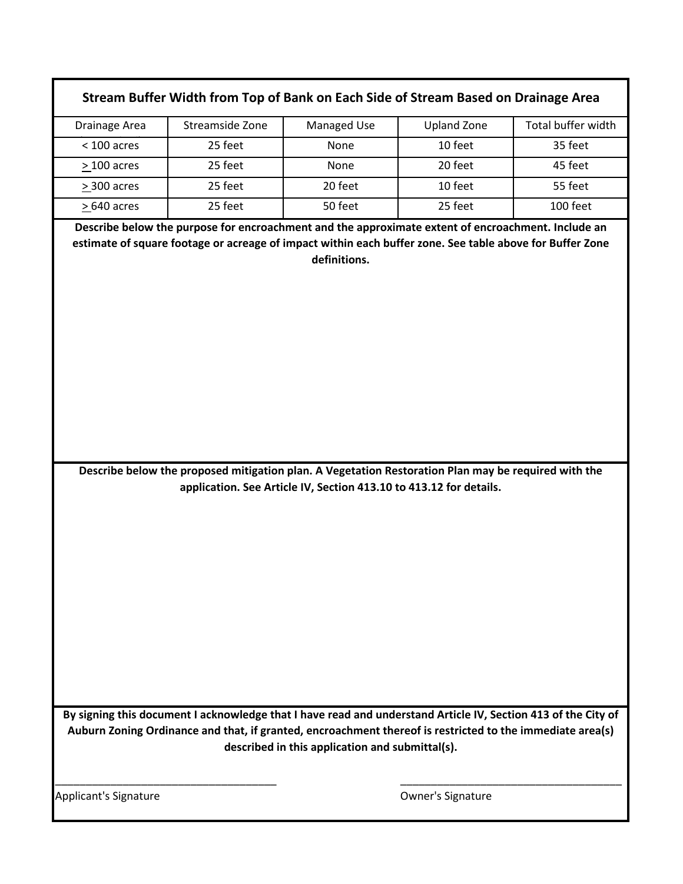## Stream Buffer Width from Top of Bank on Each Side of Stream Based on Drainage Area

| Drainage Area | Streamside Zone | Managed Use | Upland Zone | Total buffer width |
|---|---|---|---|---|
| < 100 acres | 25 feet | None | 10 feet | 35 feet |
| ≥ 100 acres | 25 feet | None | 20 feet | 45 feet |
| ≥ 300 acres | 25 feet | 20 feet | 10 feet | 55 feet |
| ≥ 640 acres | 25 feet | 50 feet | 25 feet | 100 feet |

**Describe below the purpose for encroachment and the approximate extent of encroachment. Include an estimate of square footage or acreage of impact within each buffer zone. See table above for Buffer Zone definitions.**

**Describe below the proposed mitigation plan. A Vegetation Restoration Plan may be required with the application. See Article IV, Section 413.10 to 413.12 for details.**

**By signing this document I acknowledge that I have read and understand Article IV, Section 413 of the City of Auburn Zoning Ordinance and that, if granted, encroachment thereof is restricted to the immediate area(s) described in this application and submittal(s).**

_____________________________________ Applicant's Signature

_____________________________________ Owner's Signature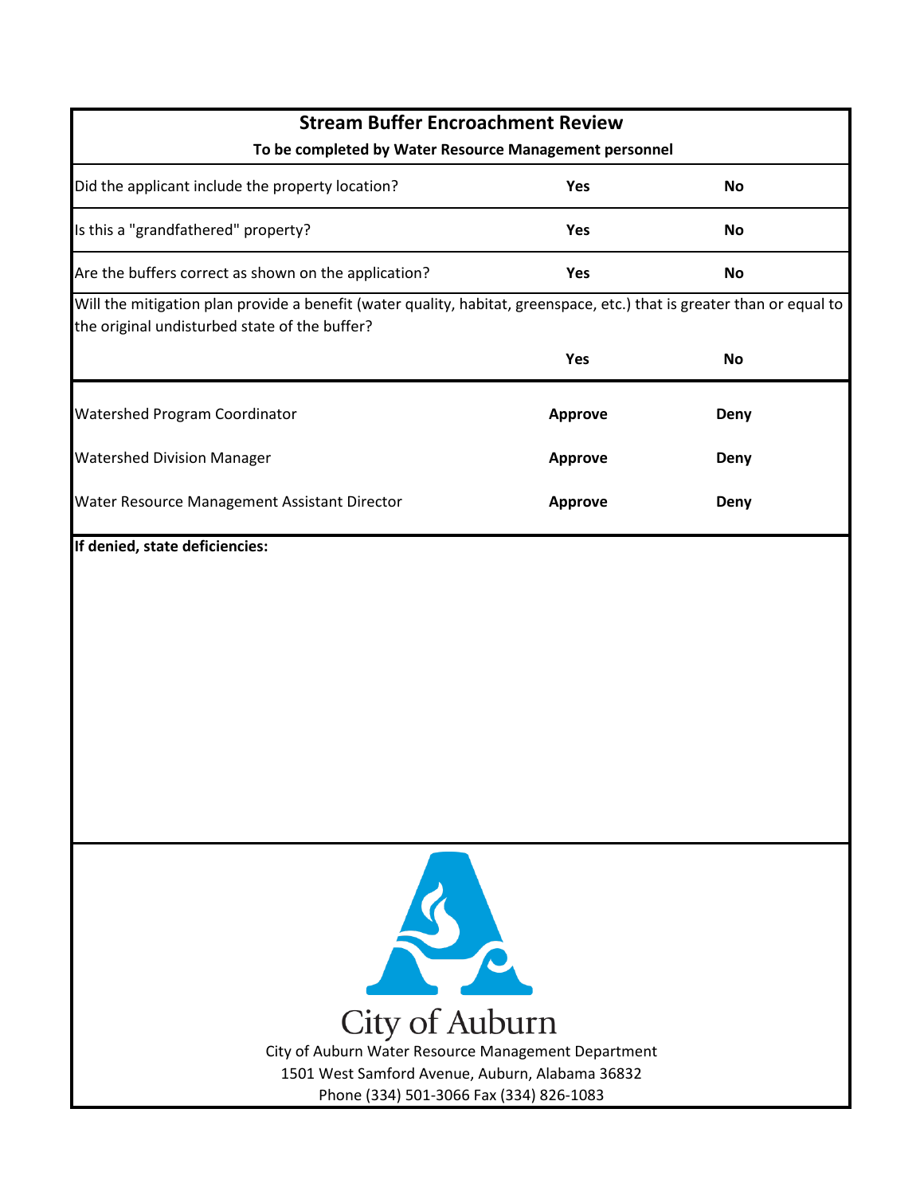## Stream Buffer Encroachment Review

**To be completed by Water Resource Management personnel**

| | | |
|---|---|---|
| Did the applicant include the property location? | **Yes** | **No** |
| Is this a "grandfathered" property? | **Yes** | **No** |
| Are the buffers correct as shown on the application? | **Yes** | **No** |
| Will the mitigation plan provide a benefit (water quality, habitat, greenspace, etc.) that is greater than or equal to the original undisturbed state of the buffer? | **Yes** | **No** |

| | | |
|---|---|---|
| Watershed Program Coordinator | **Approve** | **Deny** |
| Watershed Division Manager | **Approve** | **Deny** |
| Water Resource Management Assistant Director | **Approve** | **Deny** |

**If denied, state deficiencies:**

City of Auburn

City of Auburn Water Resource Management Department
1501 West Samford Avenue, Auburn, Alabama 36832
Phone (334) 501-3066 Fax (334) 826-1083